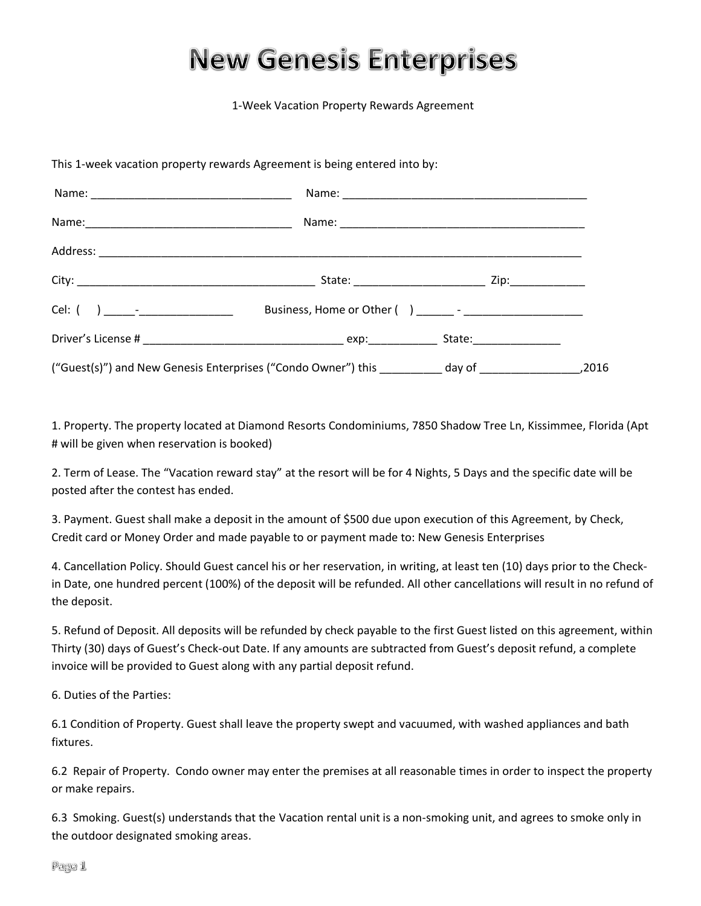# New Genesis Enterprises

1-Week Vacation Property Rewards Agreement

This 1-week vacation property rewards Agreement is being entered into by:

Name: _______________________________ Name: ______________________________________

Name:________________________________ Name: ______________________________________

Address: __________________________________________________________________________

City: ______________________________________ State: ____________________ Zip:____________

Cel: ( ) _____-_______________ Business, Home or Other ( ) ______ - __________________

Driver's License # _______________________________ exp:__________ State:_____________

("Guest(s)") and New Genesis Enterprises ("Condo Owner") this _________ day of _______________,2016

1. Property. The property located at Diamond Resorts Condominiums, 7850 Shadow Tree Ln, Kissimmee, Florida (Apt # will be given when reservation is booked)

2. Term of Lease. The "Vacation reward stay" at the resort will be for 4 Nights, 5 Days and the specific date will be posted after the contest has ended.

3. Payment. Guest shall make a deposit in the amount of $500 due upon execution of this Agreement, by Check, Credit card or Money Order and made payable to or payment made to: New Genesis Enterprises

4. Cancellation Policy. Should Guest cancel his or her reservation, in writing, at least ten (10) days prior to the Check-in Date, one hundred percent (100%) of the deposit will be refunded. All other cancellations will result in no refund of the deposit.

5. Refund of Deposit. All deposits will be refunded by check payable to the first Guest listed on this agreement, within Thirty (30) days of Guest's Check-out Date. If any amounts are subtracted from Guest's deposit refund, a complete invoice will be provided to Guest along with any partial deposit refund.

6. Duties of the Parties:

6.1 Condition of Property. Guest shall leave the property swept and vacuumed, with washed appliances and bath fixtures.

6.2 Repair of Property. Condo owner may enter the premises at all reasonable times in order to inspect the property or make repairs.

6.3 Smoking. Guest(s) understands that the Vacation rental unit is a non-smoking unit, and agrees to smoke only in the outdoor designated smoking areas.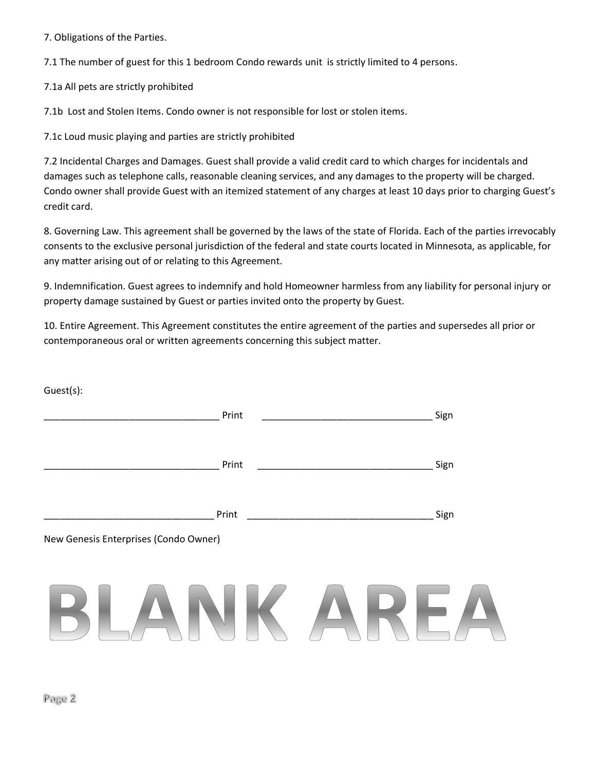7. Obligations of the Parties.

7.1 The number of guest for this 1 bedroom Condo rewards unit is strictly limited to 4 persons.

7.1a All pets are strictly prohibited

7.1b Lost and Stolen Items. Condo owner is not responsible for lost or stolen items.

7.1c Loud music playing and parties are strictly prohibited

7.2 Incidental Charges and Damages. Guest shall provide a valid credit card to which charges for incidentals and damages such as telephone calls, reasonable cleaning services, and any damages to the property will be charged. Condo owner shall provide Guest with an itemized statement of any charges at least 10 days prior to charging Guest's credit card.

8. Governing Law. This agreement shall be governed by the laws of the state of Florida. Each of the parties irrevocably consents to the exclusive personal jurisdiction of the federal and state courts located in Minnesota, as applicable, for any matter arising out of or relating to this Agreement.

9. Indemnification. Guest agrees to indemnify and hold Homeowner harmless from any liability for personal injury or property damage sustained by Guest or parties invited onto the property by Guest.

10. Entire Agreement. This Agreement constitutes the entire agreement of the parties and supersedes all prior or contemporaneous oral or written agreements concerning this subject matter.

Guest(s):

_________________________________ Print _________________________________ Sign

_________________________________ Print _________________________________ Sign

_________________________________ Print _________________________________ Sign

New Genesis Enterprises (Condo Owner)

BLANK AREA